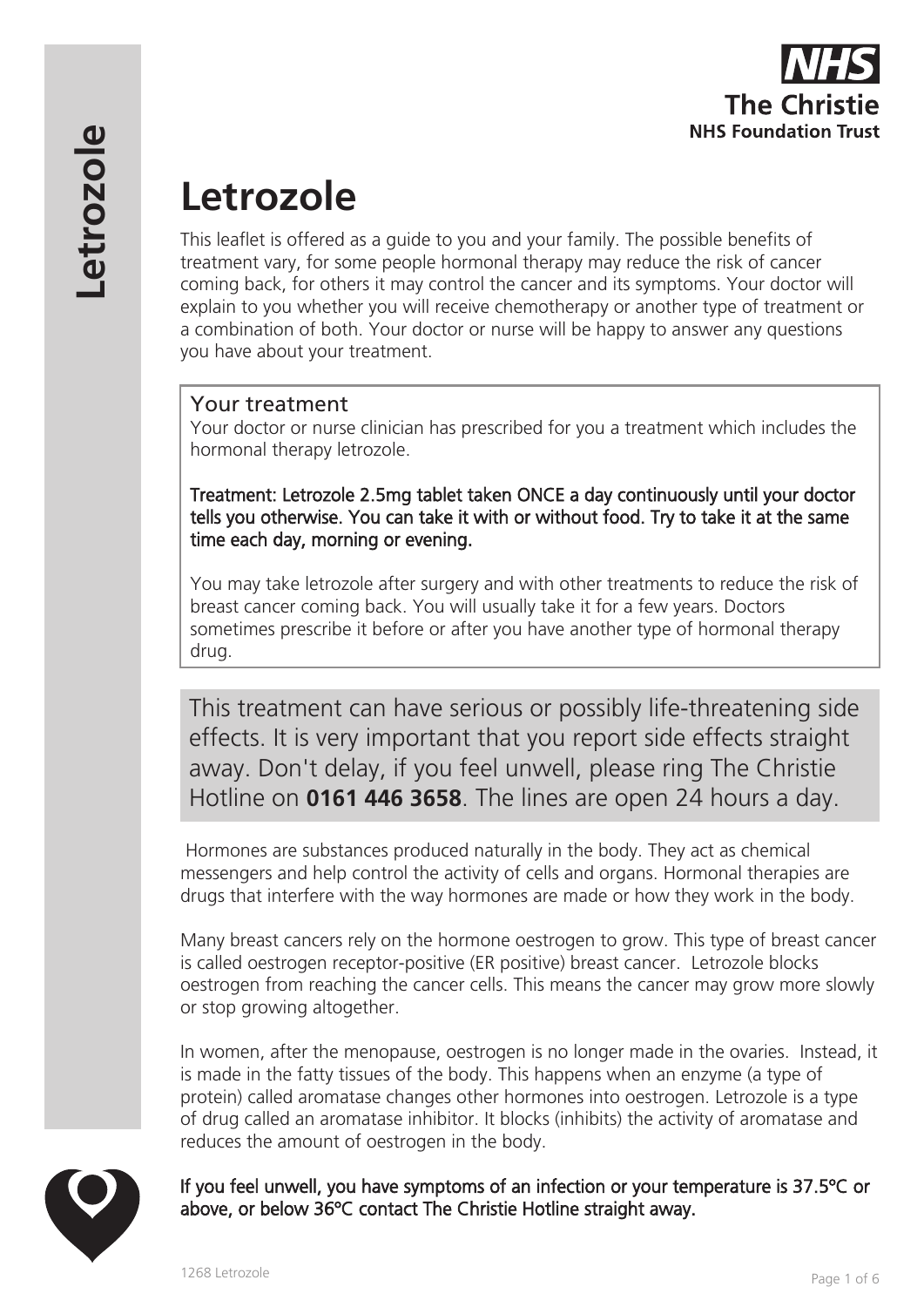# Letrozole

This leaflet is offered as a guide to you and your family. The possible benefits of treatment vary, for some people hormonal therapy may reduce the risk of cancer coming back, for others it may control the cancer and its symptoms. Your doctor will explain to you whether you will receive chemotherapy or another type of treatment or a combination of both. Your doctor or nurse will be happy to answer any questions you have about your treatment.

## Your treatment

Your doctor or nurse clinician has prescribed for you a treatment which includes the hormonal therapy letrozole.

**Treatment: Letrozole 2.5mg tablet taken ONCE a day continuously until your doctor tells you otherwise. You can take it with or without food. Try to take it at the same time each day, morning or evening.**

You may take letrozole after surgery and with other treatments to reduce the risk of breast cancer coming back. You will usually take it for a few years. Doctors sometimes prescribe it before or after you have another type of hormonal therapy drug.

This treatment can have serious or possibly life-threatening side effects. It is very important that you report side effects straight away. Don't delay, if you feel unwell, please ring The Christie Hotline on **0161 446 3658**. The lines are open 24 hours a day.

Hormones are substances produced naturally in the body. They act as chemical messengers and help control the activity of cells and organs. Hormonal therapies are drugs that interfere with the way hormones are made or how they work in the body.

Many breast cancers rely on the hormone oestrogen to grow. This type of breast cancer is called oestrogen receptor-positive (ER positive) breast cancer. Letrozole blocks oestrogen from reaching the cancer cells. This means the cancer may grow more slowly or stop growing altogether.

In women, after the menopause, oestrogen is no longer made in the ovaries. Instead, it is made in the fatty tissues of the body. This happens when an enzyme (a type of protein) called aromatase changes other hormones into oestrogen. Letrozole is a type of drug called an aromatase inhibitor. It blocks (inhibits) the activity of aromatase and reduces the amount of oestrogen in the body.

**If you feel unwell, you have symptoms of an infection or your temperature is 37.5ºC or above, or below 36ºC contact The Christie Hotline straight away.**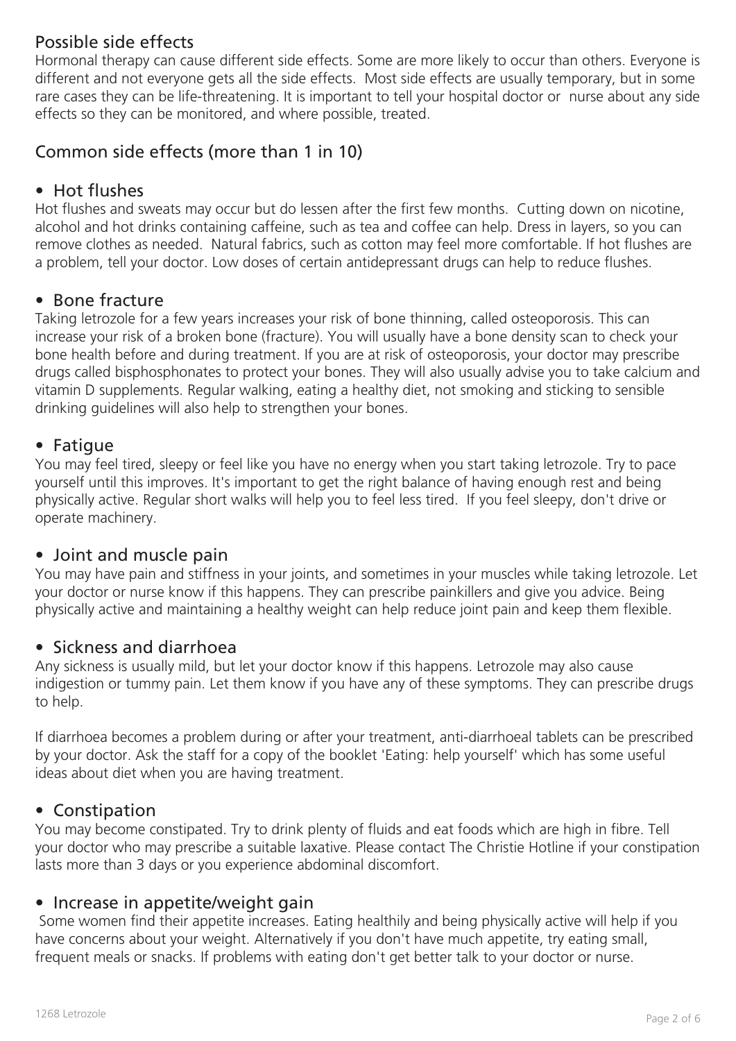## Possible side effects

Hormonal therapy can cause different side effects. Some are more likely to occur than others. Everyone is different and not everyone gets all the side effects. Most side effects are usually temporary, but in some rare cases they can be life-threatening. It is important to tell your hospital doctor or nurse about any side effects so they can be monitored, and where possible, treated.

## Common side effects (more than 1 in 10)

### • Hot flushes

Hot flushes and sweats may occur but do lessen after the first few months. Cutting down on nicotine, alcohol and hot drinks containing caffeine, such as tea and coffee can help. Dress in layers, so you can remove clothes as needed. Natural fabrics, such as cotton may feel more comfortable. If hot flushes are a problem, tell your doctor. Low doses of certain antidepressant drugs can help to reduce flushes.

### • Bone fracture

Taking letrozole for a few years increases your risk of bone thinning, called osteoporosis. This can increase your risk of a broken bone (fracture). You will usually have a bone density scan to check your bone health before and during treatment. If you are at risk of osteoporosis, your doctor may prescribe drugs called bisphosphonates to protect your bones. They will also usually advise you to take calcium and vitamin D supplements. Regular walking, eating a healthy diet, not smoking and sticking to sensible drinking guidelines will also help to strengthen your bones.

### • Fatigue

You may feel tired, sleepy or feel like you have no energy when you start taking letrozole. Try to pace yourself until this improves. It's important to get the right balance of having enough rest and being physically active. Regular short walks will help you to feel less tired. If you feel sleepy, don't drive or operate machinery.

### • Joint and muscle pain

You may have pain and stiffness in your joints, and sometimes in your muscles while taking letrozole. Let your doctor or nurse know if this happens. They can prescribe painkillers and give you advice. Being physically active and maintaining a healthy weight can help reduce joint pain and keep them flexible.

### • Sickness and diarrhoea

Any sickness is usually mild, but let your doctor know if this happens. Letrozole may also cause indigestion or tummy pain. Let them know if you have any of these symptoms. They can prescribe drugs to help.

If diarrhoea becomes a problem during or after your treatment, anti-diarrhoeal tablets can be prescribed by your doctor. Ask the staff for a copy of the booklet 'Eating: help yourself' which has some useful ideas about diet when you are having treatment.

### • Constipation

You may become constipated. Try to drink plenty of fluids and eat foods which are high in fibre. Tell your doctor who may prescribe a suitable laxative. Please contact The Christie Hotline if your constipation lasts more than 3 days or you experience abdominal discomfort.

### • Increase in appetite/weight gain

Some women find their appetite increases. Eating healthily and being physically active will help if you have concerns about your weight. Alternatively if you don't have much appetite, try eating small, frequent meals or snacks. If problems with eating don't get better talk to your doctor or nurse.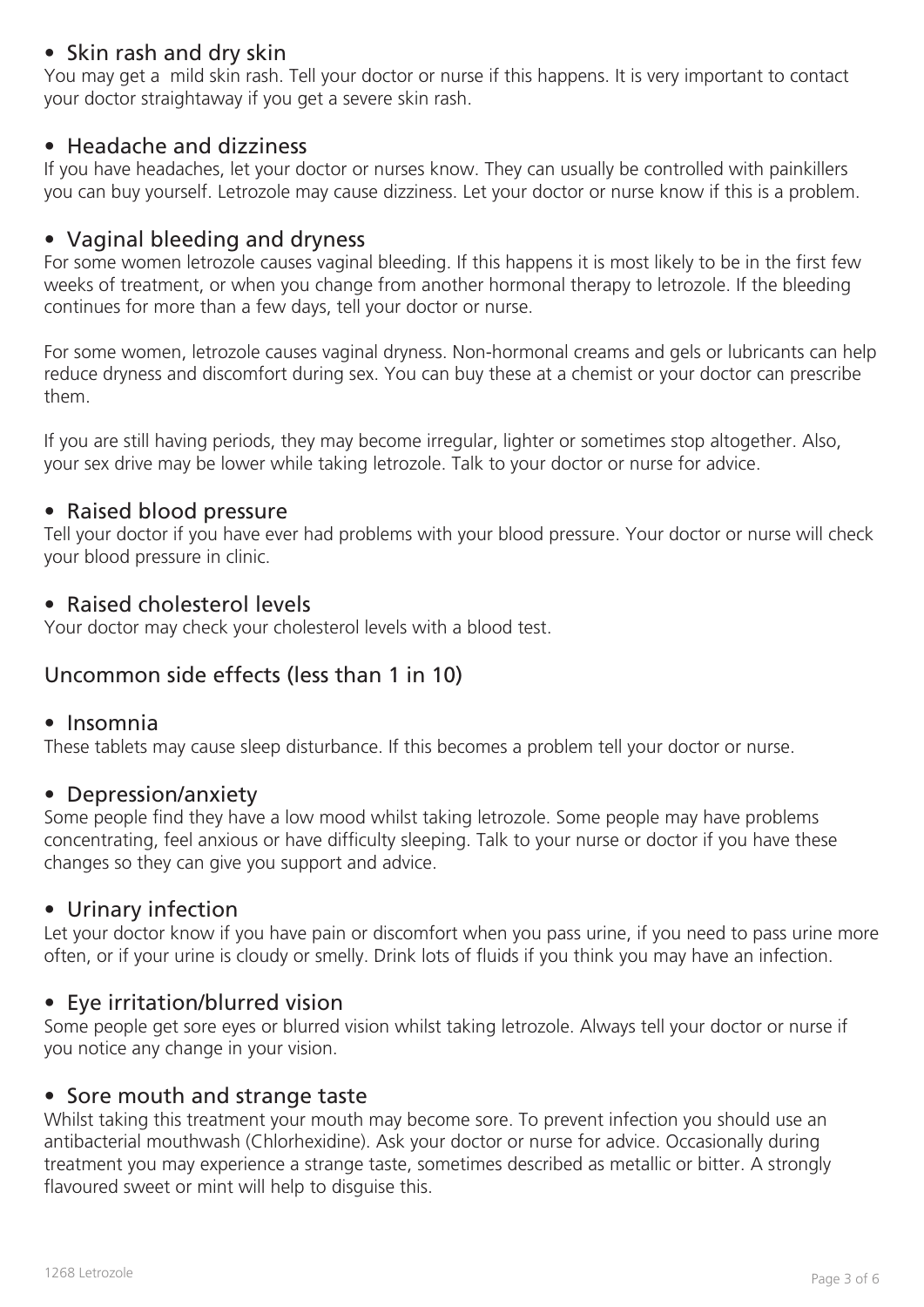- **Skin rash and dry skin**

You may get a mild skin rash. Tell your doctor or nurse if this happens. It is very important to contact your doctor straightaway if you get a severe skin rash.

- **Headache and dizziness**

If you have headaches, let your doctor or nurses know. They can usually be controlled with painkillers you can buy yourself. Letrozole may cause dizziness. Let your doctor or nurse know if this is a problem.

- **Vaginal bleeding and dryness**

For some women letrozole causes vaginal bleeding. If this happens it is most likely to be in the first few weeks of treatment, or when you change from another hormonal therapy to letrozole. If the bleeding continues for more than a few days, tell your doctor or nurse.

For some women, letrozole causes vaginal dryness. Non-hormonal creams and gels or lubricants can help reduce dryness and discomfort during sex. You can buy these at a chemist or your doctor can prescribe them.

If you are still having periods, they may become irregular, lighter or sometimes stop altogether. Also, your sex drive may be lower while taking letrozole. Talk to your doctor or nurse for advice.

- **Raised blood pressure**

Tell your doctor if you have ever had problems with your blood pressure. Your doctor or nurse will check your blood pressure in clinic.

- **Raised cholesterol levels**

Your doctor may check your cholesterol levels with a blood test.

## Uncommon side effects (less than 1 in 10)

- **Insomnia**

These tablets may cause sleep disturbance. If this becomes a problem tell your doctor or nurse.

- **Depression/anxiety**

Some people find they have a low mood whilst taking letrozole. Some people may have problems concentrating, feel anxious or have difficulty sleeping. Talk to your nurse or doctor if you have these changes so they can give you support and advice.

- **Urinary infection**

Let your doctor know if you have pain or discomfort when you pass urine, if you need to pass urine more often, or if your urine is cloudy or smelly. Drink lots of fluids if you think you may have an infection.

- **Eye irritation/blurred vision**

Some people get sore eyes or blurred vision whilst taking letrozole. Always tell your doctor or nurse if you notice any change in your vision.

- **Sore mouth and strange taste**

Whilst taking this treatment your mouth may become sore. To prevent infection you should use an antibacterial mouthwash (Chlorhexidine). Ask your doctor or nurse for advice. Occasionally during treatment you may experience a strange taste, sometimes described as metallic or bitter. A strongly flavoured sweet or mint will help to disguise this.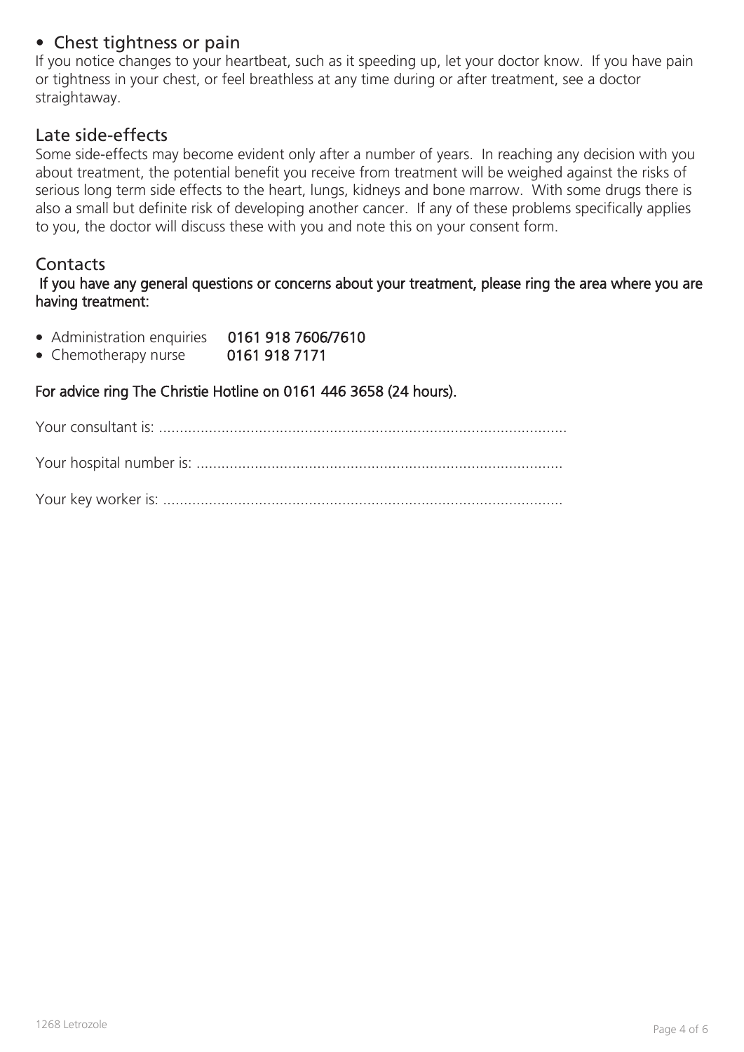- Chest tightness or pain

If you notice changes to your heartbeat, such as it speeding up, let your doctor know. If you have pain or tightness in your chest, or feel breathless at any time during or after treatment, see a doctor straightaway.

## Late side-effects

Some side-effects may become evident only after a number of years. In reaching any decision with you about treatment, the potential benefit you receive from treatment will be weighed against the risks of serious long term side effects to the heart, lungs, kidneys and bone marrow. With some drugs there is also a small but definite risk of developing another cancer. If any of these problems specifically applies to you, the doctor will discuss these with you and note this on your consent form.

## Contacts

**If you have any general questions or concerns about your treatment, please ring the area where you are having treatment:**

- Administration enquiries **0161 918 7606/7610**
- Chemotherapy nurse **0161 918 7171**

**For advice ring The Christie Hotline on 0161 446 3658 (24 hours).**

Your consultant is: ..................................................................................................

Your hospital number is: .........................................................................................

Your key worker is: ..................................................................................................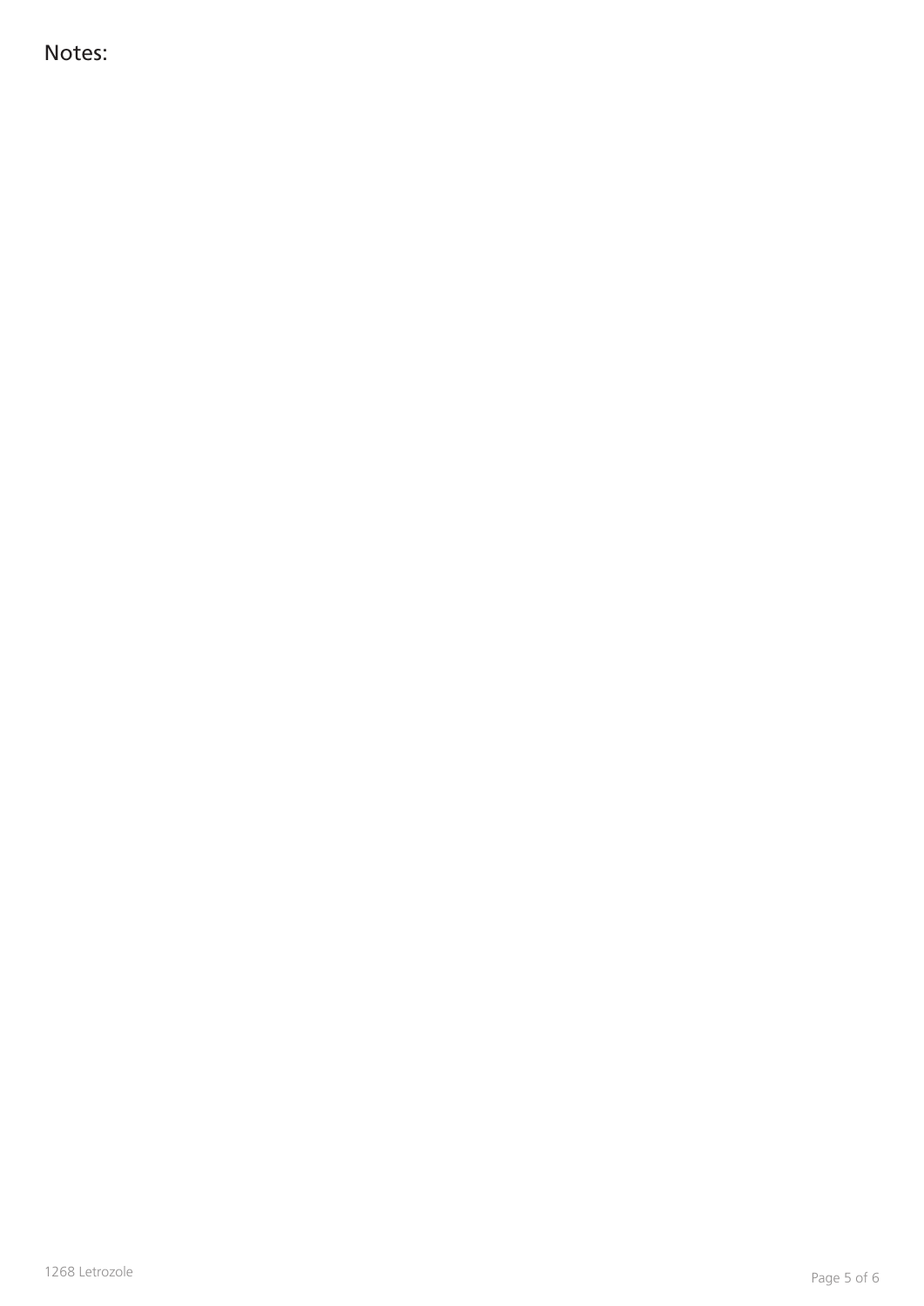Notes: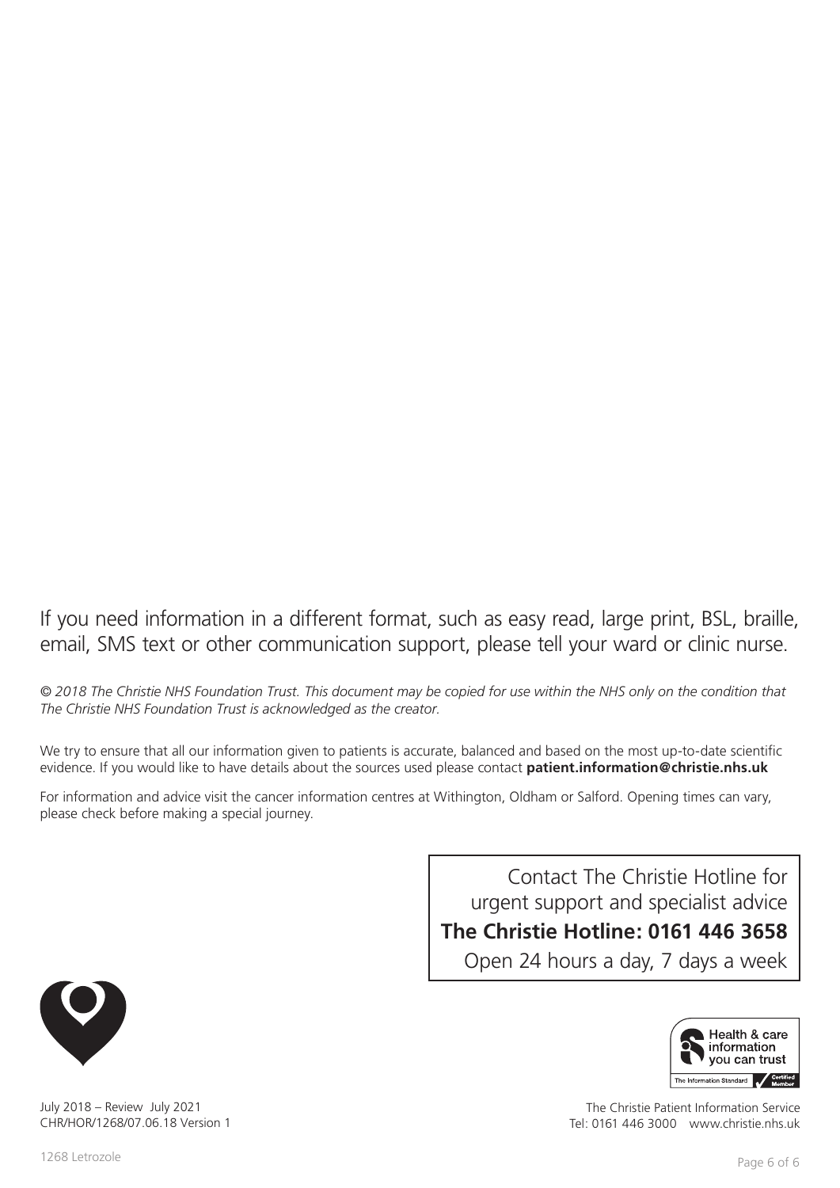If you need information in a different format, such as easy read, large print, BSL, braille, email, SMS text or other communication support, please tell your ward or clinic nurse.

*© 2018 The Christie NHS Foundation Trust. This document may be copied for use within the NHS only on the condition that The Christie NHS Foundation Trust is acknowledged as the creator.*

We try to ensure that all our information given to patients is accurate, balanced and based on the most up-to-date scientific evidence. If you would like to have details about the sources used please contact **patient.information@christie.nhs.uk**

For information and advice visit the cancer information centres at Withington, Oldham or Salford. Opening times can vary, please check before making a special journey.

Contact The Christie Hotline for urgent support and specialist advice

**The Christie Hotline: 0161 446 3658**

Open 24 hours a day, 7 days a week

Health & care information you can trust

The Information Standard — Certified Member

July 2018 – Review July 2021
CHR/HOR/1268/07.06.18 Version 1

The Christie Patient Information Service
Tel: 0161 446 3000 www.christie.nhs.uk

1268 Letrozole